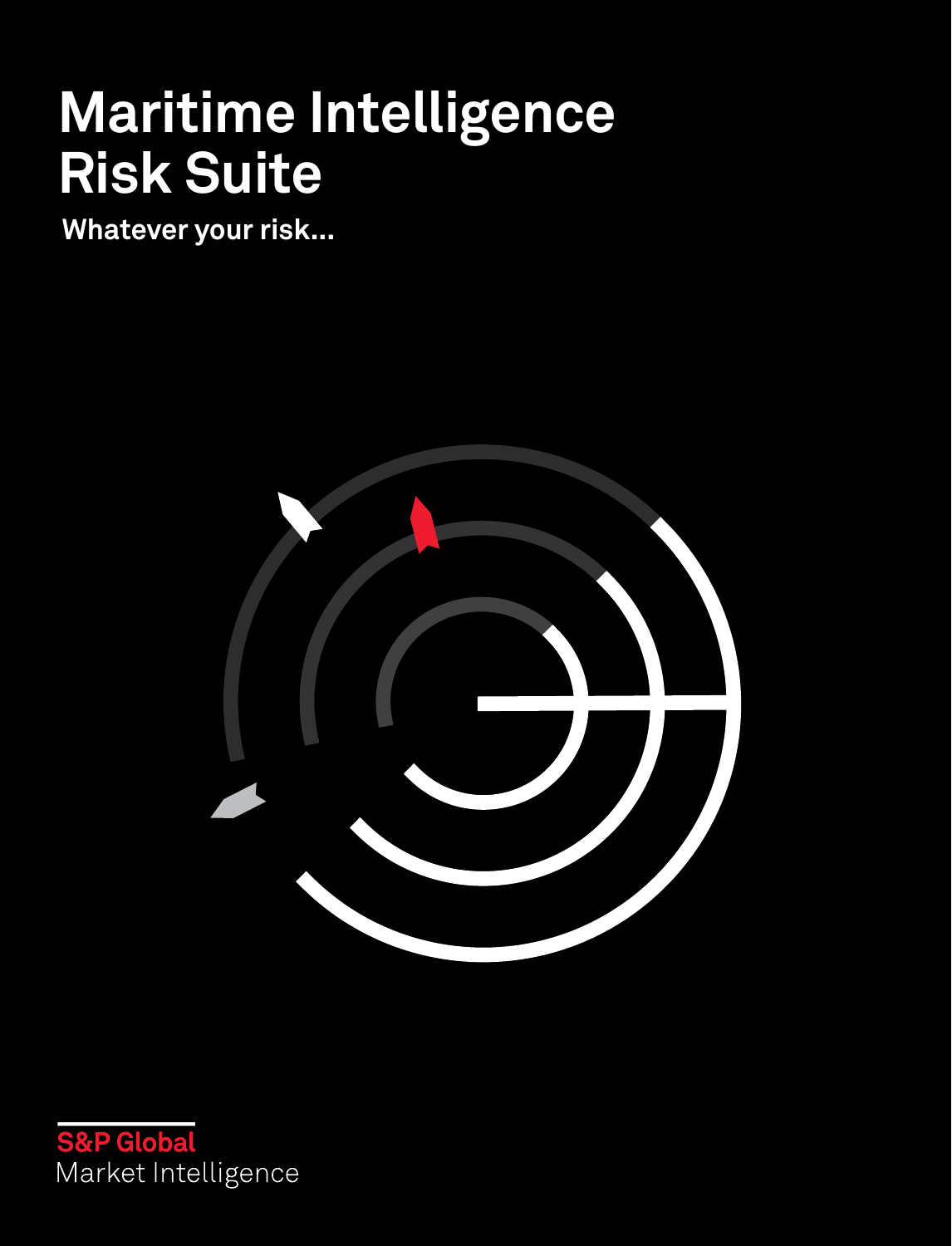# Maritime Intelligence Risk Suite

**Whatever your risk...**

S&P Global
Market Intelligence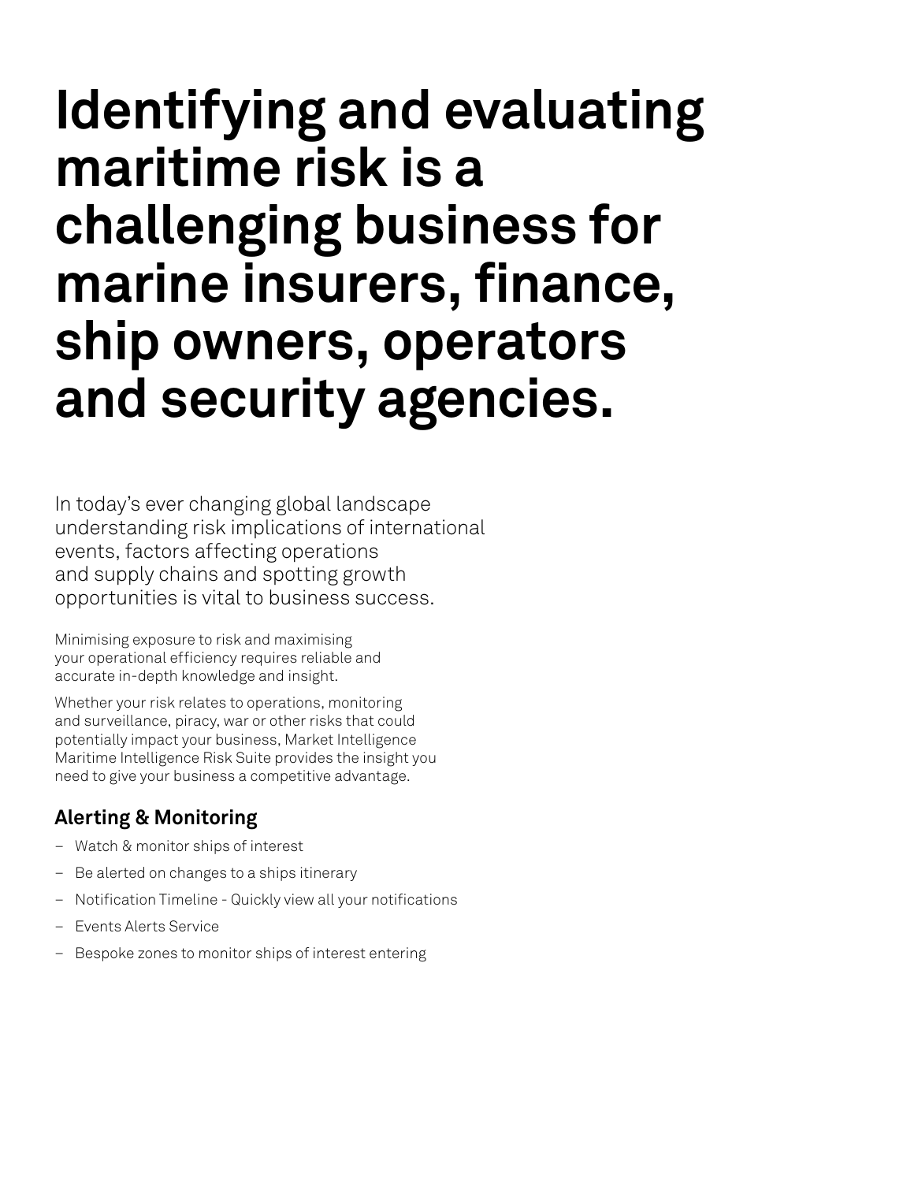# Identifying and evaluating maritime risk is a challenging business for marine insurers, finance, ship owners, operators and security agencies.

In today's ever changing global landscape understanding risk implications of international events, factors affecting operations and supply chains and spotting growth opportunities is vital to business success.

Minimising exposure to risk and maximising your operational efficiency requires reliable and accurate in-depth knowledge and insight.

Whether your risk relates to operations, monitoring and surveillance, piracy, war or other risks that could potentially impact your business, Market Intelligence Maritime Intelligence Risk Suite provides the insight you need to give your business a competitive advantage.

### Alerting & Monitoring

- Watch & monitor ships of interest
- Be alerted on changes to a ships itinerary
- Notification Timeline - Quickly view all your notifications
- Events Alerts Service
- Bespoke zones to monitor ships of interest entering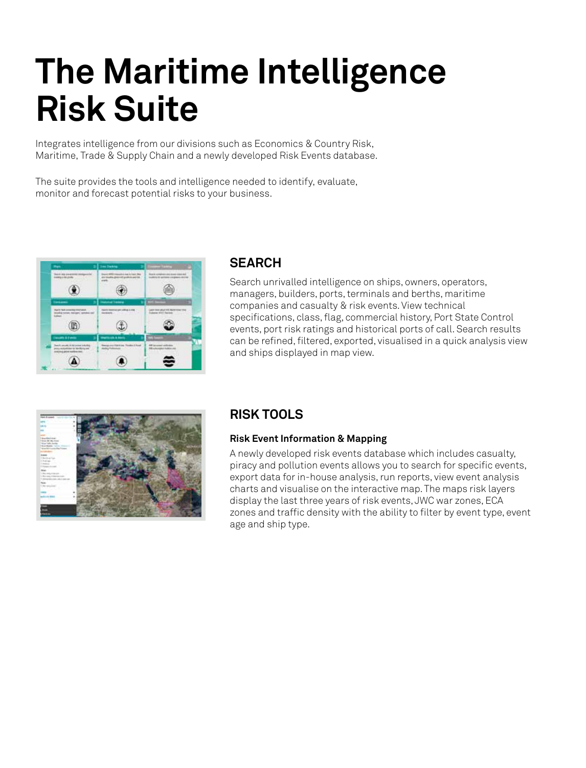# The Maritime Intelligence Risk Suite

Integrates intelligence from our divisions such as Economics & Country Risk, Maritime, Trade & Supply Chain and a newly developed Risk Events database.

The suite provides the tools and intelligence needed to identify, evaluate, monitor and forecast potential risks to your business.

## SEARCH

Search unrivalled intelligence on ships, owners, operators, managers, builders, ports, terminals and berths, maritime companies and casualty & risk events. View technical specifications, class, flag, commercial history, Port State Control events, port risk ratings and historical ports of call. Search results can be refined, filtered, exported, visualised in a quick analysis view and ships displayed in map view.

## RISK TOOLS

### Risk Event Information & Mapping

A newly developed risk events database which includes casualty, piracy and pollution events allows you to search for specific events, export data for in-house analysis, run reports, view event analysis charts and visualise on the interactive map. The maps risk layers display the last three years of risk events, JWC war zones, ECA zones and traffic density with the ability to filter by event type, event age and ship type.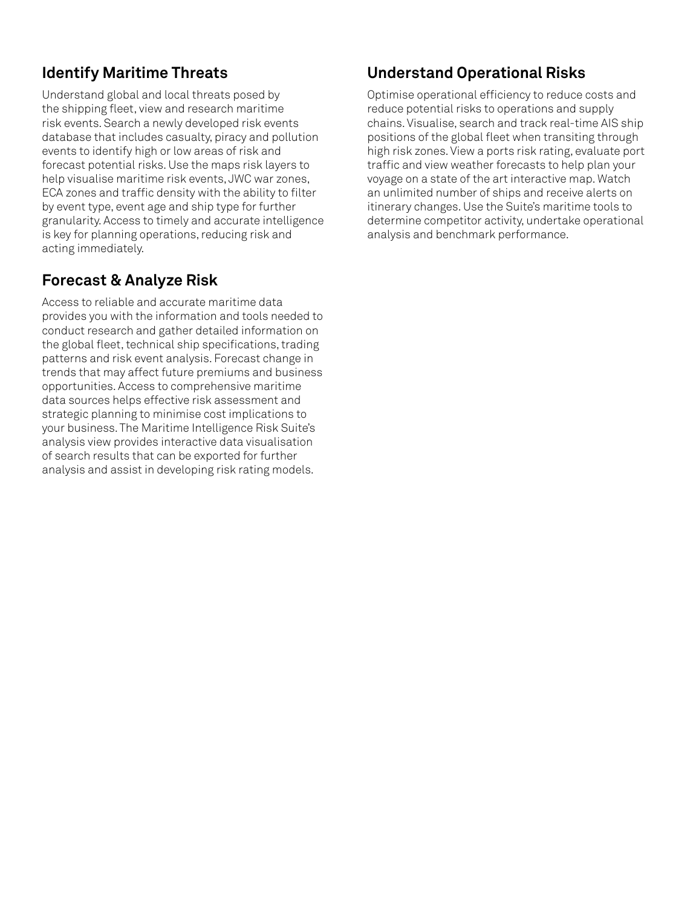## Identify Maritime Threats

Understand global and local threats posed by the shipping fleet, view and research maritime risk events. Search a newly developed risk events database that includes casualty, piracy and pollution events to identify high or low areas of risk and forecast potential risks. Use the maps risk layers to help visualise maritime risk events, JWC war zones, ECA zones and traffic density with the ability to filter by event type, event age and ship type for further granularity. Access to timely and accurate intelligence is key for planning operations, reducing risk and acting immediately.

## Forecast & Analyze Risk

Access to reliable and accurate maritime data provides you with the information and tools needed to conduct research and gather detailed information on the global fleet, technical ship specifications, trading patterns and risk event analysis. Forecast change in trends that may affect future premiums and business opportunities. Access to comprehensive maritime data sources helps effective risk assessment and strategic planning to minimise cost implications to your business. The Maritime Intelligence Risk Suite's analysis view provides interactive data visualisation of search results that can be exported for further analysis and assist in developing risk rating models.

## Understand Operational Risks

Optimise operational efficiency to reduce costs and reduce potential risks to operations and supply chains. Visualise, search and track real-time AIS ship positions of the global fleet when transiting through high risk zones. View a ports risk rating, evaluate port traffic and view weather forecasts to help plan your voyage on a state of the art interactive map. Watch an unlimited number of ships and receive alerts on itinerary changes. Use the Suite's maritime tools to determine competitor activity, undertake operational analysis and benchmark performance.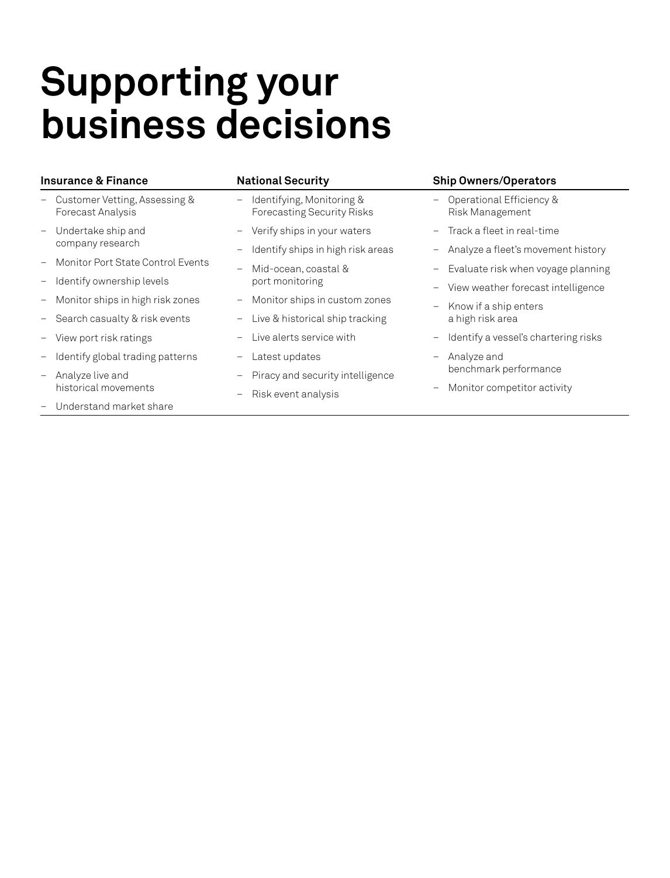# Supporting your business decisions

### Insurance & Finance

- Customer Vetting, Assessing & Forecast Analysis
- Undertake ship and company research
- Monitor Port State Control Events
- Identify ownership levels
- Monitor ships in high risk zones
- Search casualty & risk events
- View port risk ratings
- Identify global trading patterns
- Analyze live and historical movements
- Understand market share

### National Security

- Identifying, Monitoring & Forecasting Security Risks
- Verify ships in your waters
- Identify ships in high risk areas
- Mid-ocean, coastal & port monitoring
- Monitor ships in custom zones
- Live & historical ship tracking
- Live alerts service with
- Latest updates
- Piracy and security intelligence
- Risk event analysis

### Ship Owners/Operators

- Operational Efficiency & Risk Management
- Track a fleet in real-time
- Analyze a fleet's movement history
- Evaluate risk when voyage planning
- View weather forecast intelligence
- Know if a ship enters a high risk area
- Identify a vessel's chartering risks
- Analyze and benchmark performance
- Monitor competitor activity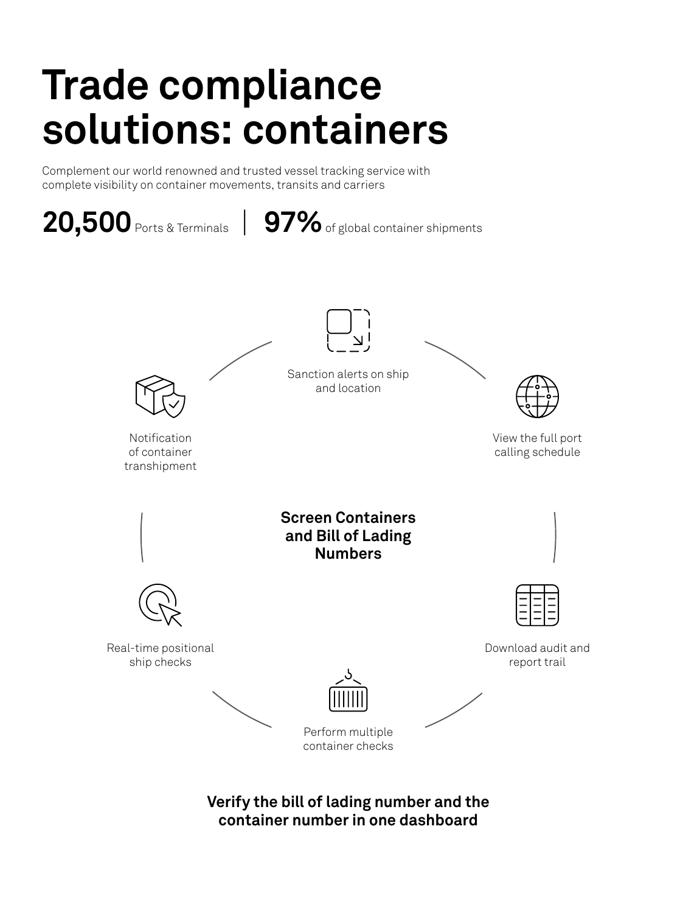# Trade compliance solutions: containers

Complement our world renowned and trusted vessel tracking service with complete visibility on container movements, transits and carriers

**20,500** Ports & Terminals | **97%** of global container shipments

**Screen Containers and Bill of Lading Numbers**

- Sanction alerts on ship and location
- View the full port calling schedule
- Download audit and report trail
- Perform multiple container checks
- Real-time positional ship checks
- Notification of container transhipment

**Verify the bill of lading number and the container number in one dashboard**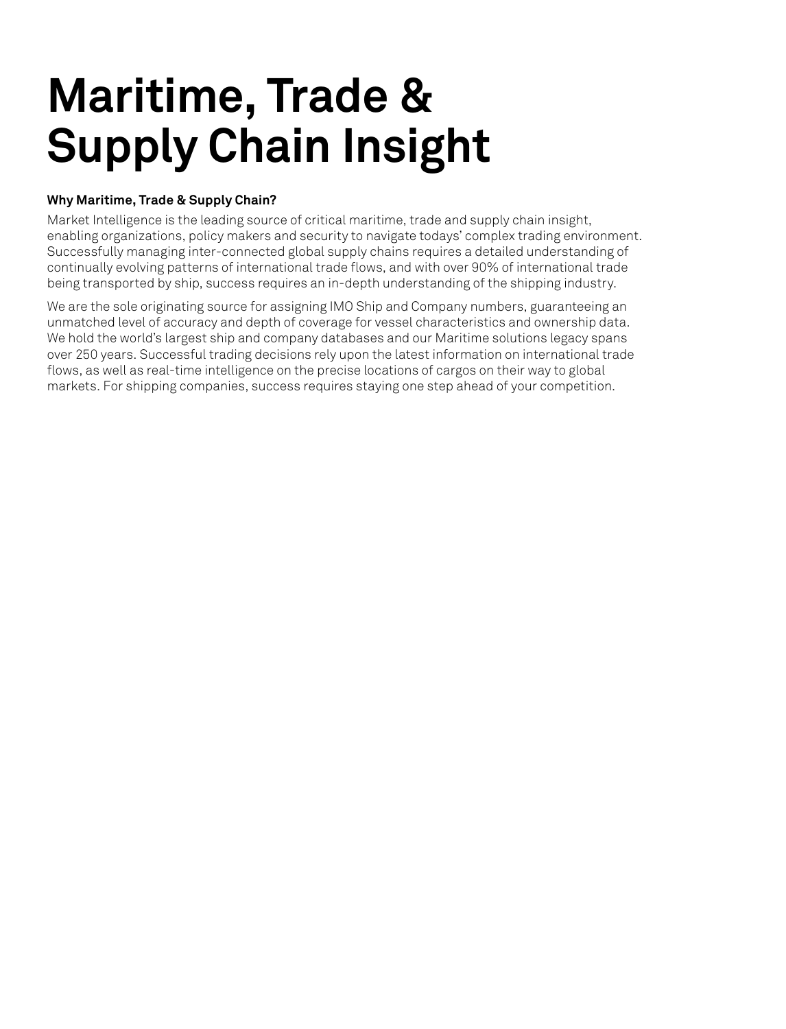# Maritime, Trade & Supply Chain Insight

**Why Maritime, Trade & Supply Chain?**

Market Intelligence is the leading source of critical maritime, trade and supply chain insight, enabling organizations, policy makers and security to navigate todays' complex trading environment. Successfully managing inter-connected global supply chains requires a detailed understanding of continually evolving patterns of international trade flows, and with over 90% of international trade being transported by ship, success requires an in-depth understanding of the shipping industry.

We are the sole originating source for assigning IMO Ship and Company numbers, guaranteeing an unmatched level of accuracy and depth of coverage for vessel characteristics and ownership data. We hold the world's largest ship and company databases and our Maritime solutions legacy spans over 250 years. Successful trading decisions rely upon the latest information on international trade flows, as well as real-time intelligence on the precise locations of cargos on their way to global markets. For shipping companies, success requires staying one step ahead of your competition.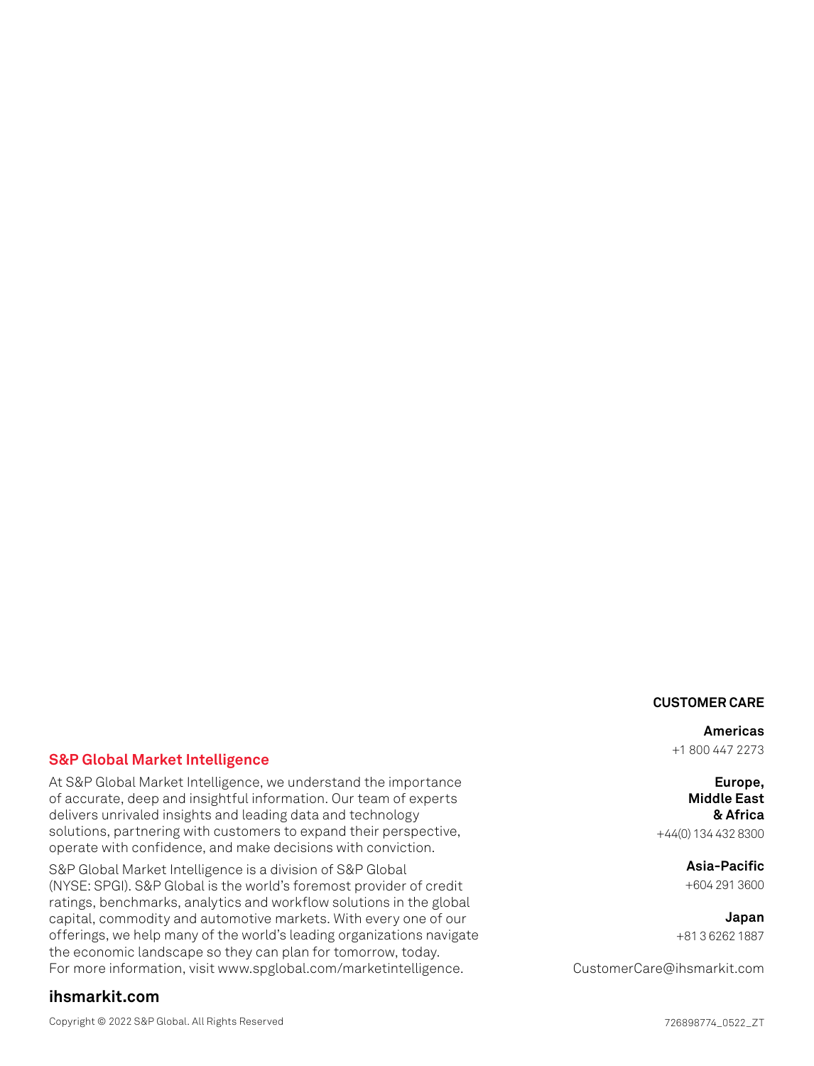## S&P Global Market Intelligence

At S&P Global Market Intelligence, we understand the importance of accurate, deep and insightful information. Our team of experts delivers unrivaled insights and leading data and technology solutions, partnering with customers to expand their perspective, operate with confidence, and make decisions with conviction.

S&P Global Market Intelligence is a division of S&P Global (NYSE: SPGI). S&P Global is the world's foremost provider of credit ratings, benchmarks, analytics and workflow solutions in the global capital, commodity and automotive markets. With every one of our offerings, we help many of the world's leading organizations navigate the economic landscape so they can plan for tomorrow, today. For more information, visit www.spglobal.com/marketintelligence.

**ihsmarkit.com**

**CUSTOMER CARE**

**Americas**
+1 800 447 2273

**Europe, Middle East & Africa**
+44(0) 134 432 8300

**Asia-Pacific**
+604 291 3600

**Japan**
+81 3 6262 1887

CustomerCare@ihsmarkit.com

Copyright © 2022 S&P Global. All Rights Reserved

726898774_0522_ZT